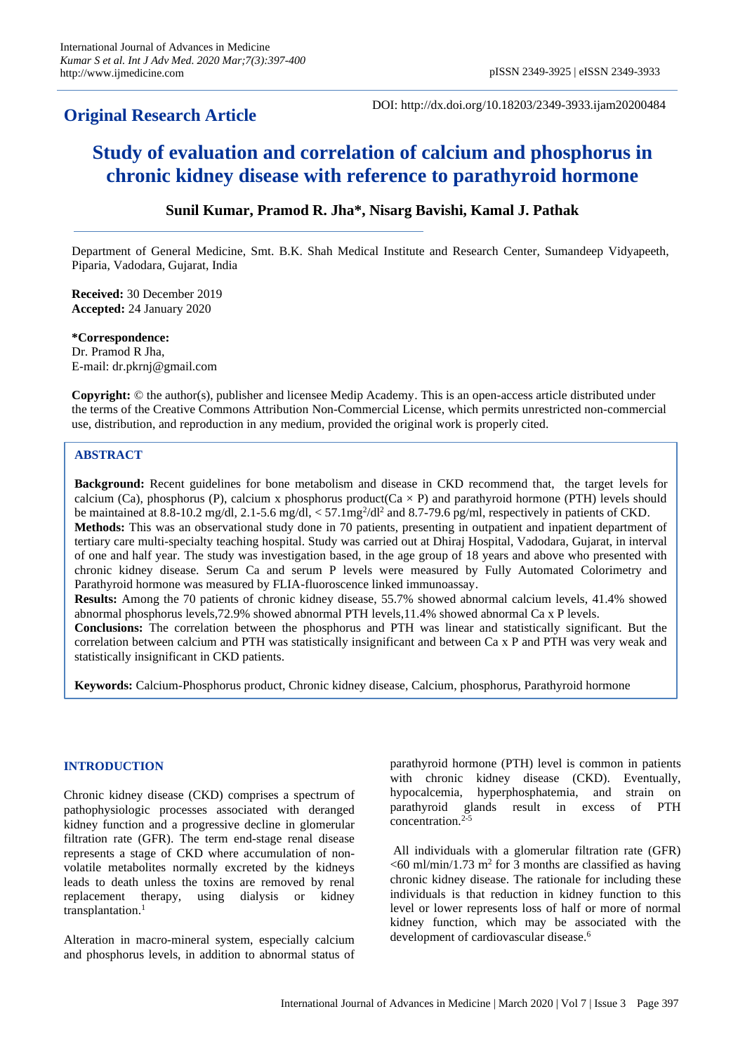**Original Research Article**

DOI: http://dx.doi.org/10.18203/2349-3933.ijam20200484

# Study of evaluation and correlation of calcium and phosphorus in chronic kidney disease with reference to parathyroid hormone

**Sunil Kumar, Pramod R. Jha\*, Nisarg Bavishi, Kamal J. Pathak**

Department of General Medicine, Smt. B.K. Shah Medical Institute and Research Center, Sumandeep Vidyapeeth, Piparia, Vadodara, Gujarat, India

**Received:** 30 December 2019
**Accepted:** 24 January 2020

**\*Correspondence:**
Dr. Pramod R Jha,
E-mail: dr.pkrnj@gmail.com

**Copyright:** © the author(s), publisher and licensee Medip Academy. This is an open-access article distributed under the terms of the Creative Commons Attribution Non-Commercial License, which permits unrestricted non-commercial use, distribution, and reproduction in any medium, provided the original work is properly cited.

## ABSTRACT

**Background:** Recent guidelines for bone metabolism and disease in CKD recommend that, the target levels for calcium (Ca), phosphorus (P), calcium x phosphorus product(Ca × P) and parathyroid hormone (PTH) levels should be maintained at 8.8-10.2 mg/dl, 2.1-5.6 mg/dl, < 57.1mg$^2$/dl$^2$ and 8.7-79.6 pg/ml, respectively in patients of CKD.

**Methods:** This was an observational study done in 70 patients, presenting in outpatient and inpatient department of tertiary care multi-specialty teaching hospital. Study was carried out at Dhiraj Hospital, Vadodara, Gujarat, in interval of one and half year. The study was investigation based, in the age group of 18 years and above who presented with chronic kidney disease. Serum Ca and serum P levels were measured by Fully Automated Colorimetry and Parathyroid hormone was measured by FLIA-fluoroscence linked immunoassay.

**Results:** Among the 70 patients of chronic kidney disease, 55.7% showed abnormal calcium levels, 41.4% showed abnormal phosphorus levels,72.9% showed abnormal PTH levels,11.4% showed abnormal Ca x P levels.

**Conclusions:** The correlation between the phosphorus and PTH was linear and statistically significant. But the correlation between calcium and PTH was statistically insignificant and between Ca x P and PTH was very weak and statistically insignificant in CKD patients.

**Keywords:** Calcium-Phosphorus product, Chronic kidney disease, Calcium, phosphorus, Parathyroid hormone

## INTRODUCTION

Chronic kidney disease (CKD) comprises a spectrum of pathophysiologic processes associated with deranged kidney function and a progressive decline in glomerular filtration rate (GFR). The term end-stage renal disease represents a stage of CKD where accumulation of non-volatile metabolites normally excreted by the kidneys leads to death unless the toxins are removed by renal replacement therapy, using dialysis or kidney transplantation.[1]

Alteration in macro-mineral system, especially calcium and phosphorus levels, in addition to abnormal status of parathyroid hormone (PTH) level is common in patients with chronic kidney disease (CKD). Eventually, hypocalcemia, hyperphosphatemia, and strain on parathyroid glands result in excess of PTH concentration.[2-5]

All individuals with a glomerular filtration rate (GFR) <60 ml/min/1.73 m$^2$ for 3 months are classified as having chronic kidney disease. The rationale for including these individuals is that reduction in kidney function to this level or lower represents loss of half or more of normal kidney function, which may be associated with the development of cardiovascular disease.[6]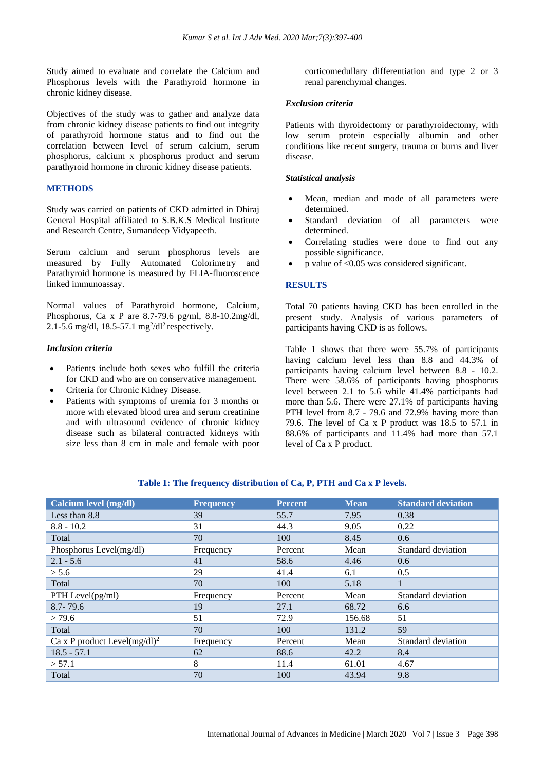Study aimed to evaluate and correlate the Calcium and Phosphorus levels with the Parathyroid hormone in chronic kidney disease.

Objectives of the study was to gather and analyze data from chronic kidney disease patients to find out integrity of parathyroid hormone status and to find out the correlation between level of serum calcium, serum phosphorus, calcium x phosphorus product and serum parathyroid hormone in chronic kidney disease patients.

## METHODS

Study was carried on patients of CKD admitted in Dhiraj General Hospital affiliated to S.B.K.S Medical Institute and Research Centre, Sumandeep Vidyapeeth.

Serum calcium and serum phosphorus levels are measured by Fully Automated Colorimetry and Parathyroid hormone is measured by FLIA-fluoroscence linked immunoassay.

Normal values of Parathyroid hormone, Calcium, Phosphorus, Ca x P are 8.7-79.6 pg/ml, 8.8-10.2mg/dl, 2.1-5.6 mg/dl, 18.5-57.1 $mg^2/dl^2$ respectively.

### *Inclusion criteria*

- Patients include both sexes who fulfill the criteria for CKD and who are on conservative management.
- Criteria for Chronic Kidney Disease.
- Patients with symptoms of uremia for 3 months or more with elevated blood urea and serum creatinine and with ultrasound evidence of chronic kidney disease such as bilateral contracted kidneys with size less than 8 cm in male and female with poor corticomedullary differentiation and type 2 or 3 renal parenchymal changes.

### *Exclusion criteria*

Patients with thyroidectomy or parathyroidectomy, with low serum protein especially albumin and other conditions like recent surgery, trauma or burns and liver disease.

### *Statistical analysis*

- Mean, median and mode of all parameters were determined.
- Standard deviation of all parameters were determined.
- Correlating studies were done to find out any possible significance.
- p value of <0.05 was considered significant.

## RESULTS

Total 70 patients having CKD has been enrolled in the present study. Analysis of various parameters of participants having CKD is as follows.

Table 1 shows that there were 55.7% of participants having calcium level less than 8.8 and 44.3% of participants having calcium level between 8.8 - 10.2. There were 58.6% of participants having phosphorus level between 2.1 to 5.6 while 41.4% participants had more than 5.6. There were 27.1% of participants having PTH level from 8.7 - 79.6 and 72.9% having more than 79.6. The level of Ca x P product was 18.5 to 57.1 in 88.6% of participants and 11.4% had more than 57.1 level of Ca x P product.

**Table 1: The frequency distribution of Ca, P, PTH and Ca x P levels.**

| Calcium level (mg/dl) | Frequency | Percent | Mean | Standard deviation |
|---|---|---|---|---|
| Less than 8.8 | 39 | 55.7 | 7.95 | 0.38 |
| 8.8 - 10.2 | 31 | 44.3 | 9.05 | 0.22 |
| Total | 70 | 100 | 8.45 | 0.6 |
| Phosphorus Level(mg/dl) | Frequency | Percent | Mean | Standard deviation |
| 2.1 - 5.6 | 41 | 58.6 | 4.46 | 0.6 |
| > 5.6 | 29 | 41.4 | 6.1 | 0.5 |
| Total | 70 | 100 | 5.18 | 1 |
| PTH Level(pg/ml) | Frequency | Percent | Mean | Standard deviation |
| 8.7- 79.6 | 19 | 27.1 | 68.72 | 6.6 |
| > 79.6 | 51 | 72.9 | 156.68 | 51 |
| Total | 70 | 100 | 131.2 | 59 |
| Ca x P product Level$(mg/dl)^2$ | Frequency | Percent | Mean | Standard deviation |
| 18.5 - 57.1 | 62 | 88.6 | 42.2 | 8.4 |
| > 57.1 | 8 | 11.4 | 61.01 | 4.67 |
| Total | 70 | 100 | 43.94 | 9.8 |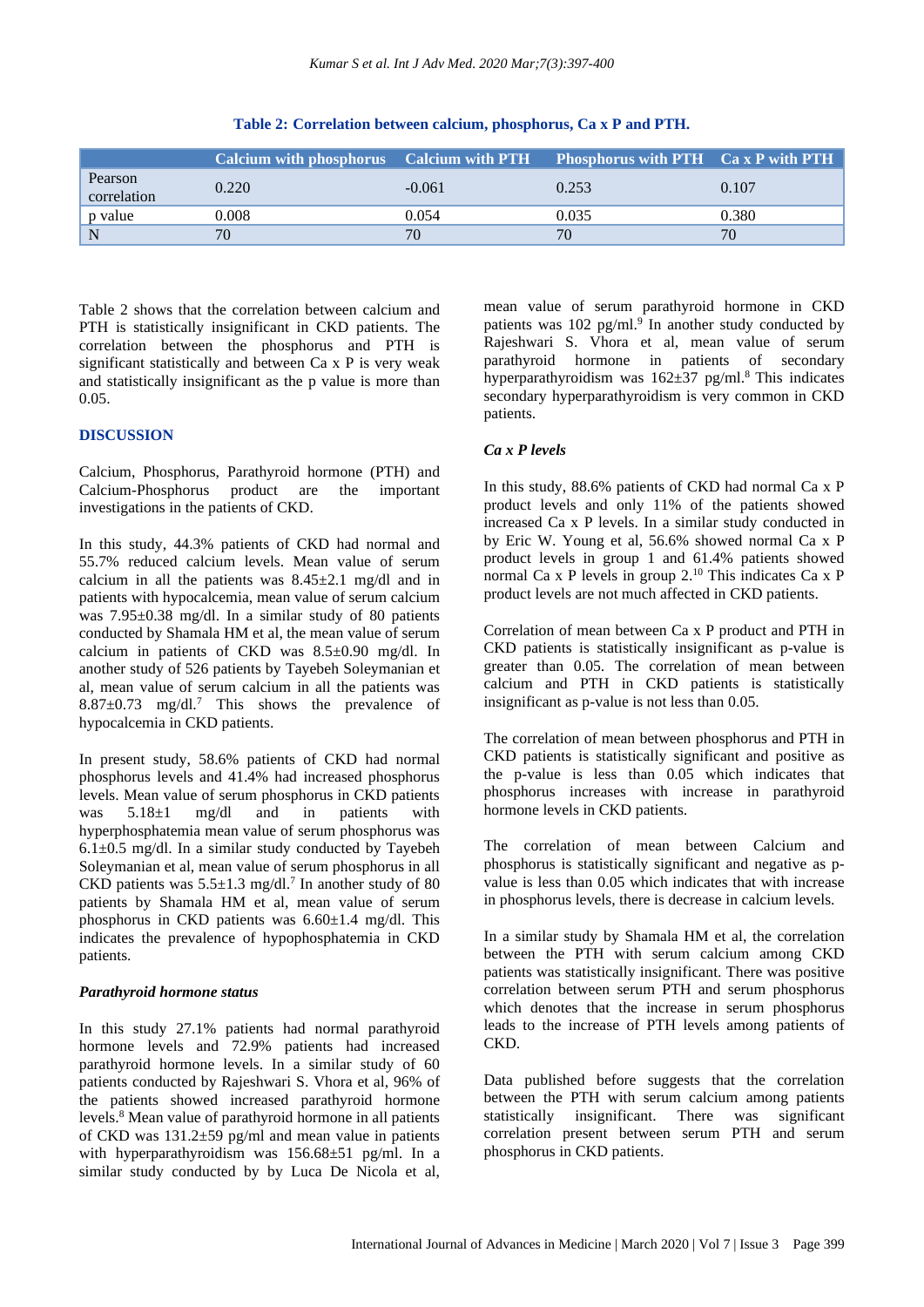**Table 2: Correlation between calcium, phosphorus, Ca x P and PTH.**

| | Calcium with phosphorus | Calcium with PTH | Phosphorus with PTH | Ca x P with PTH |
|---|---|---|---|---|
| Pearson correlation | 0.220 | -0.061 | 0.253 | 0.107 |
| p value | 0.008 | 0.054 | 0.035 | 0.380 |
| N | 70 | 70 | 70 | 70 |

Table 2 shows that the correlation between calcium and PTH is statistically insignificant in CKD patients. The correlation between the phosphorus and PTH is significant statistically and between Ca x P is very weak and statistically insignificant as the p value is more than 0.05.

## DISCUSSION

Calcium, Phosphorus, Parathyroid hormone (PTH) and Calcium-Phosphorus product are the important investigations in the patients of CKD.

In this study, 44.3% patients of CKD had normal and 55.7% reduced calcium levels. Mean value of serum calcium in all the patients was 8.45±2.1 mg/dl and in patients with hypocalcemia, mean value of serum calcium was 7.95±0.38 mg/dl. In a similar study of 80 patients conducted by Shamala HM et al, the mean value of serum calcium in patients of CKD was 8.5±0.90 mg/dl. In another study of 526 patients by Tayebeh Soleymanian et al, mean value of serum calcium in all the patients was 8.87±0.73 mg/dl.[7] This shows the prevalence of hypocalcemia in CKD patients.

In present study, 58.6% patients of CKD had normal phosphorus levels and 41.4% had increased phosphorus levels. Mean value of serum phosphorus in CKD patients was 5.18±1 mg/dl and in patients with hyperphosphatemia mean value of serum phosphorus was 6.1±0.5 mg/dl. In a similar study conducted by Tayebeh Soleymanian et al, mean value of serum phosphorus in all CKD patients was 5.5±1.3 mg/dl.[7] In another study of 80 patients by Shamala HM et al, mean value of serum phosphorus in CKD patients was 6.60±1.4 mg/dl. This indicates the prevalence of hypophosphatemia in CKD patients.

### *Parathyroid hormone status*

In this study 27.1% patients had normal parathyroid hormone levels and 72.9% patients had increased parathyroid hormone levels. In a similar study of 60 patients conducted by Rajeshwari S. Vhora et al, 96% of the patients showed increased parathyroid hormone levels.[8] Mean value of parathyroid hormone in all patients of CKD was 131.2±59 pg/ml and mean value in patients with hyperparathyroidism was 156.68±51 pg/ml. In a similar study conducted by by Luca De Nicola et al, mean value of serum parathyroid hormone in CKD patients was 102 pg/ml.[9] In another study conducted by Rajeshwari S. Vhora et al, mean value of serum parathyroid hormone in patients of secondary hyperparathyroidism was 162±37 pg/ml.[8] This indicates secondary hyperparathyroidism is very common in CKD patients.

### *Ca x P levels*

In this study, 88.6% patients of CKD had normal Ca x P product levels and only 11% of the patients showed increased Ca x P levels. In a similar study conducted in by Eric W. Young et al, 56.6% showed normal Ca x P product levels in group 1 and 61.4% patients showed normal Ca x P levels in group 2.[10] This indicates Ca x P product levels are not much affected in CKD patients.

Correlation of mean between Ca x P product and PTH in CKD patients is statistically insignificant as p-value is greater than 0.05. The correlation of mean between calcium and PTH in CKD patients is statistically insignificant as p-value is not less than 0.05.

The correlation of mean between phosphorus and PTH in CKD patients is statistically significant and positive as the p-value is less than 0.05 which indicates that phosphorus increases with increase in parathyroid hormone levels in CKD patients.

The correlation of mean between Calcium and phosphorus is statistically significant and negative as p-value is less than 0.05 which indicates that with increase in phosphorus levels, there is decrease in calcium levels.

In a similar study by Shamala HM et al, the correlation between the PTH with serum calcium among CKD patients was statistically insignificant. There was positive correlation between serum PTH and serum phosphorus which denotes that the increase in serum phosphorus leads to the increase of PTH levels among patients of CKD.

Data published before suggests that the correlation between the PTH with serum calcium among patients statistically insignificant. There was significant correlation present between serum PTH and serum phosphorus in CKD patients.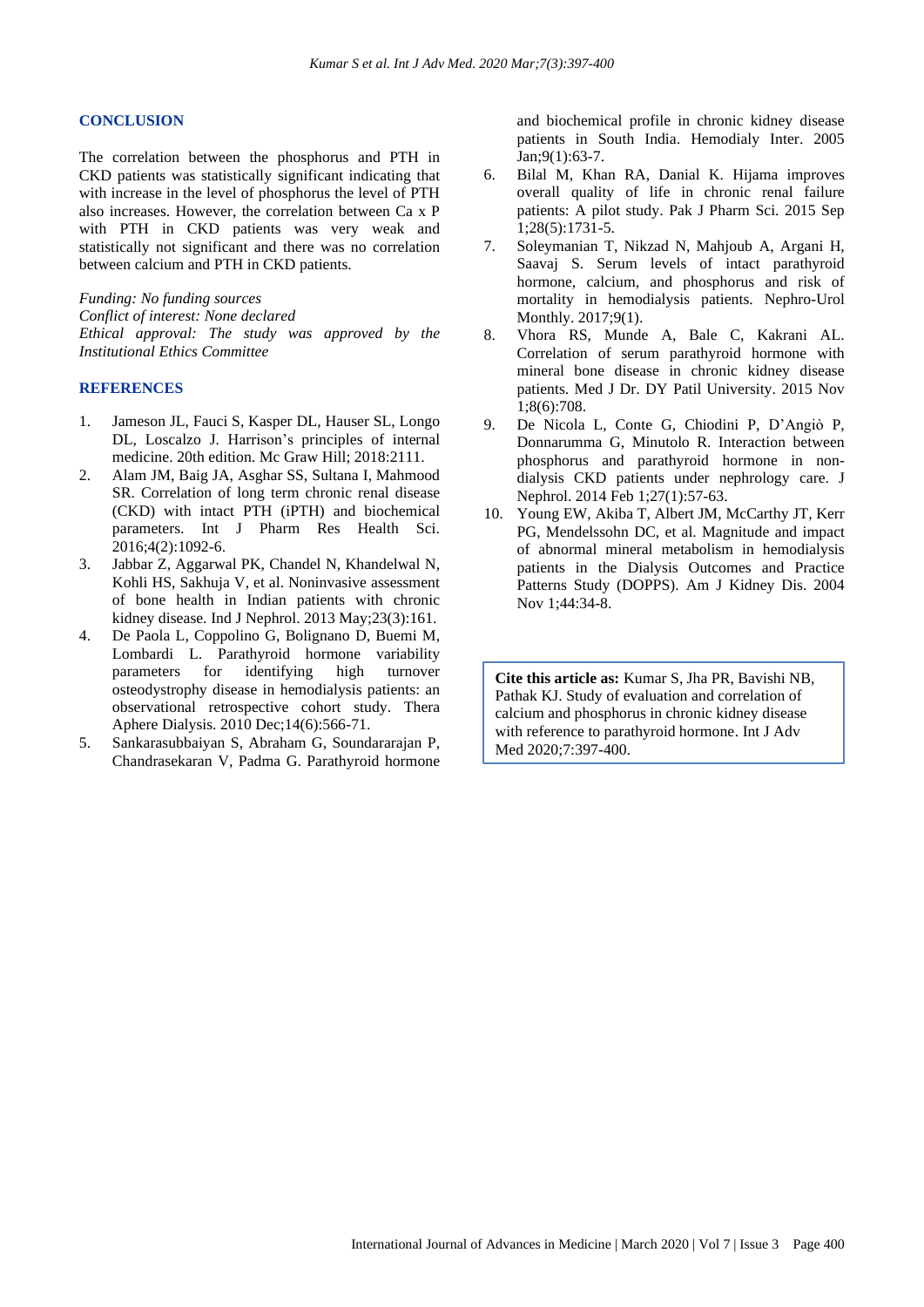## CONCLUSION

The correlation between the phosphorus and PTH in CKD patients was statistically significant indicating that with increase in the level of phosphorus the level of PTH also increases. However, the correlation between Ca x P with PTH in CKD patients was very weak and statistically not significant and there was no correlation between calcium and PTH in CKD patients.

*Funding: No funding sources*
*Conflict of interest: None declared*
*Ethical approval: The study was approved by the Institutional Ethics Committee*

## REFERENCES

1. Jameson JL, Fauci S, Kasper DL, Hauser SL, Longo DL, Loscalzo J. Harrison's principles of internal medicine. 20th edition. Mc Graw Hill; 2018:2111.
2. Alam JM, Baig JA, Asghar SS, Sultana I, Mahmood SR. Correlation of long term chronic renal disease (CKD) with intact PTH (iPTH) and biochemical parameters. Int J Pharm Res Health Sci. 2016;4(2):1092-6.
3. Jabbar Z, Aggarwal PK, Chandel N, Khandelwal N, Kohli HS, Sakhuja V, et al. Noninvasive assessment of bone health in Indian patients with chronic kidney disease. Ind J Nephrol. 2013 May;23(3):161.
4. De Paola L, Coppolino G, Bolignano D, Buemi M, Lombardi L. Parathyroid hormone variability parameters for identifying high turnover osteodystrophy disease in hemodialysis patients: an observational retrospective cohort study. Thera Aphere Dialysis. 2010 Dec;14(6):566-71.
5. Sankarasubbaiyan S, Abraham G, Soundararajan P, Chandrasekaran V, Padma G. Parathyroid hormone and biochemical profile in chronic kidney disease patients in South India. Hemodialy Inter. 2005 Jan;9(1):63-7.
6. Bilal M, Khan RA, Danial K. Hijama improves overall quality of life in chronic renal failure patients: A pilot study. Pak J Pharm Sci. 2015 Sep 1;28(5):1731-5.
7. Soleymanian T, Nikzad N, Mahjoub A, Argani H, Saavaj S. Serum levels of intact parathyroid hormone, calcium, and phosphorus and risk of mortality in hemodialysis patients. Nephro-Urol Monthly. 2017;9(1).
8. Vhora RS, Munde A, Bale C, Kakrani AL. Correlation of serum parathyroid hormone with mineral bone disease in chronic kidney disease patients. Med J Dr. DY Patil University. 2015 Nov 1;8(6):708.
9. De Nicola L, Conte G, Chiodini P, D'Angiò P, Donnarumma G, Minutolo R. Interaction between phosphorus and parathyroid hormone in non-dialysis CKD patients under nephrology care. J Nephrol. 2014 Feb 1;27(1):57-63.
10. Young EW, Akiba T, Albert JM, McCarthy JT, Kerr PG, Mendelssohn DC, et al. Magnitude and impact of abnormal mineral metabolism in hemodialysis patients in the Dialysis Outcomes and Practice Patterns Study (DOPPS). Am J Kidney Dis. 2004 Nov 1;44:34-8.

**Cite this article as:** Kumar S, Jha PR, Bavishi NB, Pathak KJ. Study of evaluation and correlation of calcium and phosphorus in chronic kidney disease with reference to parathyroid hormone. Int J Adv Med 2020;7:397-400.